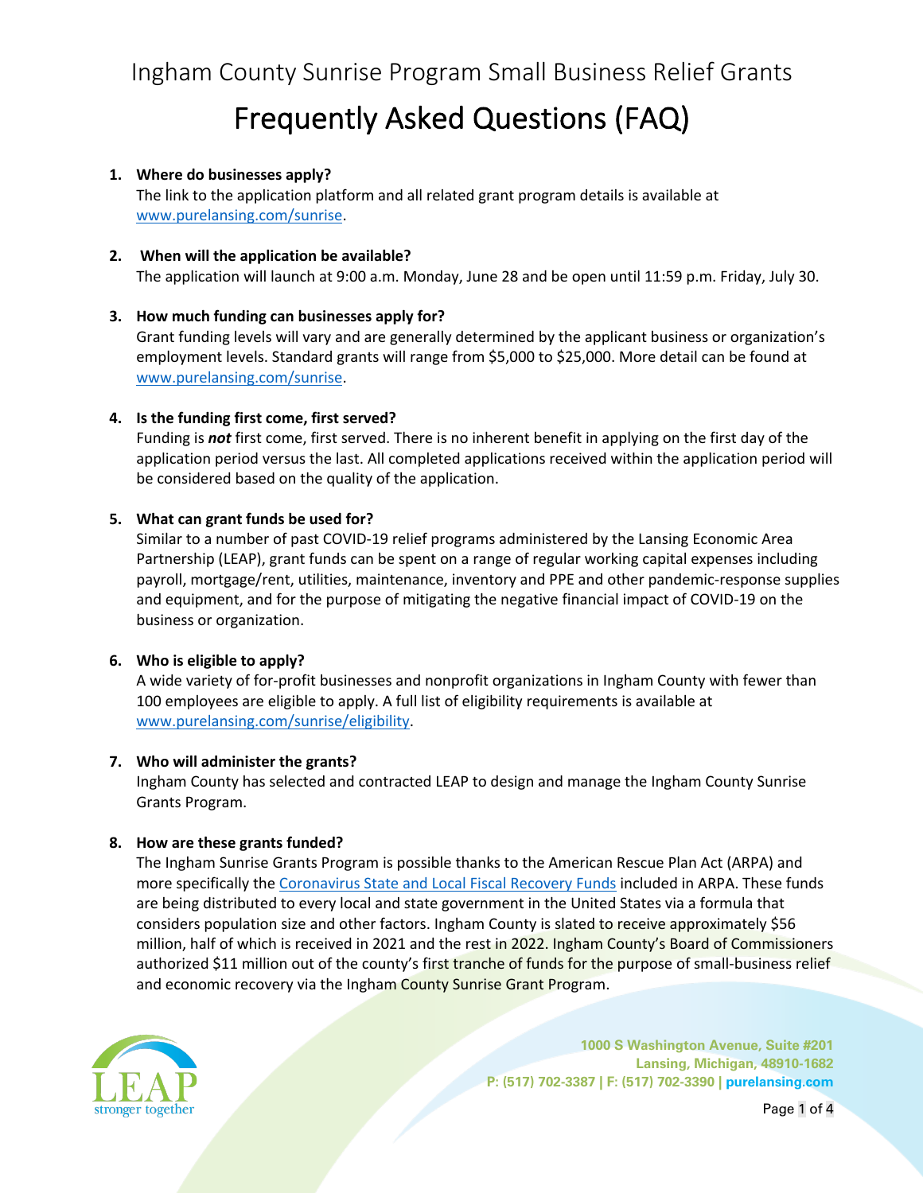Ingham County Sunrise Program Small Business Relief Grants

# Frequently Asked Questions (FAQ)

1. **Where do businesses apply?**
   The link to the application platform and all related grant program details is available at www.purelansing.com/sunrise.

2. **When will the application be available?**
   The application will launch at 9:00 a.m. Monday, June 28 and be open until 11:59 p.m. Friday, July 30.

3. **How much funding can businesses apply for?**
   Grant funding levels will vary and are generally determined by the applicant business or organization's employment levels. Standard grants will range from $5,000 to $25,000. More detail can be found at www.purelansing.com/sunrise.

4. **Is the funding first come, first served?**
   Funding is ***not*** first come, first served. There is no inherent benefit in applying on the first day of the application period versus the last. All completed applications received within the application period will be considered based on the quality of the application.

5. **What can grant funds be used for?**
   Similar to a number of past COVID-19 relief programs administered by the Lansing Economic Area Partnership (LEAP), grant funds can be spent on a range of regular working capital expenses including payroll, mortgage/rent, utilities, maintenance, inventory and PPE and other pandemic-response supplies and equipment, and for the purpose of mitigating the negative financial impact of COVID-19 on the business or organization.

6. **Who is eligible to apply?**
   A wide variety of for-profit businesses and nonprofit organizations in Ingham County with fewer than 100 employees are eligible to apply. A full list of eligibility requirements is available at www.purelansing.com/sunrise/eligibility.

7. **Who will administer the grants?**
   Ingham County has selected and contracted LEAP to design and manage the Ingham County Sunrise Grants Program.

8. **How are these grants funded?**
   The Ingham Sunrise Grants Program is possible thanks to the American Rescue Plan Act (ARPA) and more specifically the Coronavirus State and Local Fiscal Recovery Funds included in ARPA. These funds are being distributed to every local and state government in the United States via a formula that considers population size and other factors. Ingham County is slated to receive approximately $56 million, half of which is received in 2021 and the rest in 2022. Ingham County's Board of Commissioners authorized $11 million out of the county's first tranche of funds for the purpose of small-business relief and economic recovery via the Ingham County Sunrise Grant Program.

LEAP stronger together

1000 S Washington Avenue, Suite #201
Lansing, Michigan, 48910-1682
P: (517) 702-3387 | F: (517) 702-3390 | purelansing.com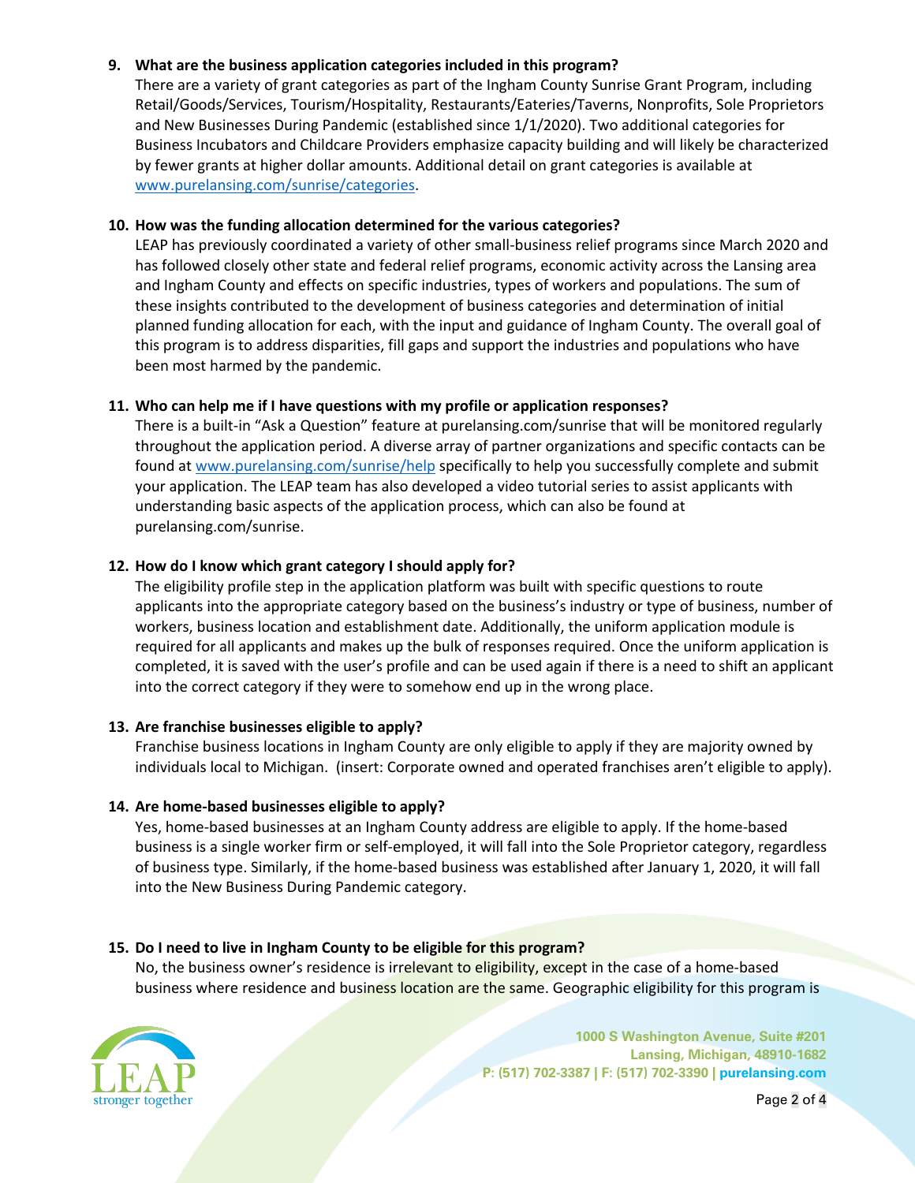9. **What are the business application categories included in this program?**
   There are a variety of grant categories as part of the Ingham County Sunrise Grant Program, including Retail/Goods/Services, Tourism/Hospitality, Restaurants/Eateries/Taverns, Nonprofits, Sole Proprietors and New Businesses During Pandemic (established since 1/1/2020). Two additional categories for Business Incubators and Childcare Providers emphasize capacity building and will likely be characterized by fewer grants at higher dollar amounts. Additional detail on grant categories is available at [www.purelansing.com/sunrise/categories](www.purelansing.com/sunrise/categories).

10. **How was the funding allocation determined for the various categories?**
    LEAP has previously coordinated a variety of other small-business relief programs since March 2020 and has followed closely other state and federal relief programs, economic activity across the Lansing area and Ingham County and effects on specific industries, types of workers and populations. The sum of these insights contributed to the development of business categories and determination of initial planned funding allocation for each, with the input and guidance of Ingham County. The overall goal of this program is to address disparities, fill gaps and support the industries and populations who have been most harmed by the pandemic.

11. **Who can help me if I have questions with my profile or application responses?**
    There is a built-in "Ask a Question" feature at purelansing.com/sunrise that will be monitored regularly throughout the application period. A diverse array of partner organizations and specific contacts can be found at [www.purelansing.com/sunrise/help](www.purelansing.com/sunrise/help) specifically to help you successfully complete and submit your application. The LEAP team has also developed a video tutorial series to assist applicants with understanding basic aspects of the application process, which can also be found at purelansing.com/sunrise.

12. **How do I know which grant category I should apply for?**
    The eligibility profile step in the application platform was built with specific questions to route applicants into the appropriate category based on the business's industry or type of business, number of workers, business location and establishment date. Additionally, the uniform application module is required for all applicants and makes up the bulk of responses required. Once the uniform application is completed, it is saved with the user's profile and can be used again if there is a need to shift an applicant into the correct category if they were to somehow end up in the wrong place.

13. **Are franchise businesses eligible to apply?**
    Franchise business locations in Ingham County are only eligible to apply if they are majority owned by individuals local to Michigan. (insert: Corporate owned and operated franchises aren't eligible to apply).

14. **Are home-based businesses eligible to apply?**
    Yes, home-based businesses at an Ingham County address are eligible to apply. If the home-based business is a single worker firm or self-employed, it will fall into the Sole Proprietor category, regardless of business type. Similarly, if the home-based business was established after January 1, 2020, it will fall into the New Business During Pandemic category.

15. **Do I need to live in Ingham County to be eligible for this program?**
    No, the business owner's residence is irrelevant to eligibility, except in the case of a home-based business where residence and business location are the same. Geographic eligibility for this program is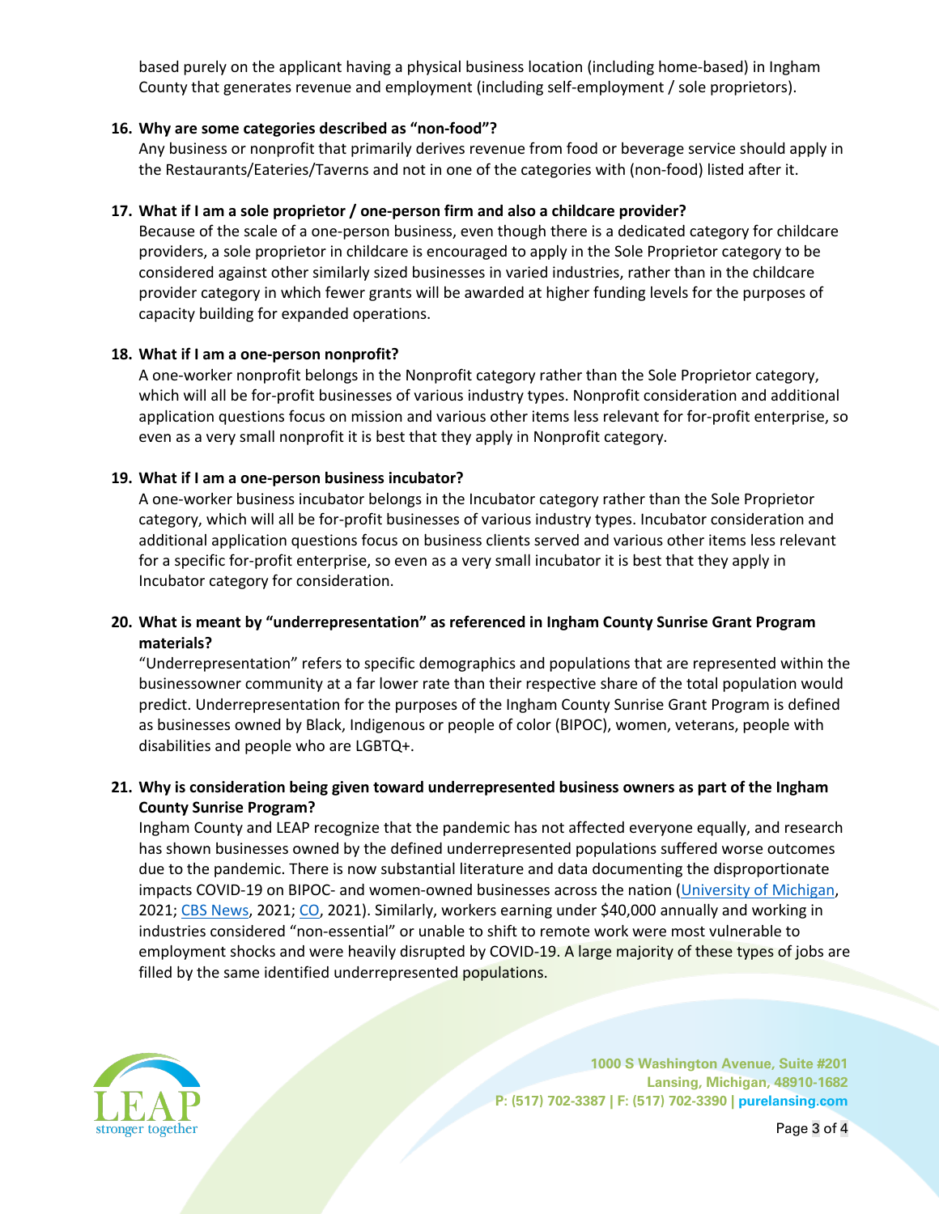based purely on the applicant having a physical business location (including home-based) in Ingham County that generates revenue and employment (including self-employment / sole proprietors).

16. **Why are some categories described as "non-food"?**
    Any business or nonprofit that primarily derives revenue from food or beverage service should apply in the Restaurants/Eateries/Taverns and not in one of the categories with (non-food) listed after it.

17. **What if I am a sole proprietor / one-person firm and also a childcare provider?**
    Because of the scale of a one-person business, even though there is a dedicated category for childcare providers, a sole proprietor in childcare is encouraged to apply in the Sole Proprietor category to be considered against other similarly sized businesses in varied industries, rather than in the childcare provider category in which fewer grants will be awarded at higher funding levels for the purposes of capacity building for expanded operations.

18. **What if I am a one-person nonprofit?**
    A one-worker nonprofit belongs in the Nonprofit category rather than the Sole Proprietor category, which will all be for-profit businesses of various industry types. Nonprofit consideration and additional application questions focus on mission and various other items less relevant for for-profit enterprise, so even as a very small nonprofit it is best that they apply in Nonprofit category.

19. **What if I am a one-person business incubator?**
    A one-worker business incubator belongs in the Incubator category rather than the Sole Proprietor category, which will all be for-profit businesses of various industry types. Incubator consideration and additional application questions focus on business clients served and various other items less relevant for a specific for-profit enterprise, so even as a very small incubator it is best that they apply in Incubator category for consideration.

20. **What is meant by "underrepresentation" as referenced in Ingham County Sunrise Grant Program materials?**
    "Underrepresentation" refers to specific demographics and populations that are represented within the businessowner community at a far lower rate than their respective share of the total population would predict. Underrepresentation for the purposes of the Ingham County Sunrise Grant Program is defined as businesses owned by Black, Indigenous or people of color (BIPOC), women, veterans, people with disabilities and people who are LGBTQ+.

21. **Why is consideration being given toward underrepresented business owners as part of the Ingham County Sunrise Program?**
    Ingham County and LEAP recognize that the pandemic has not affected everyone equally, and research has shown businesses owned by the defined underrepresented populations suffered worse outcomes due to the pandemic. There is now substantial literature and data documenting the disproportionate impacts COVID-19 on BIPOC- and women-owned businesses across the nation (University of Michigan, 2021; CBS News, 2021; CO, 2021). Similarly, workers earning under $40,000 annually and working in industries considered "non-essential" or unable to shift to remote work were most vulnerable to employment shocks and were heavily disrupted by COVID-19. A large majority of these types of jobs are filled by the same identified underrepresented populations.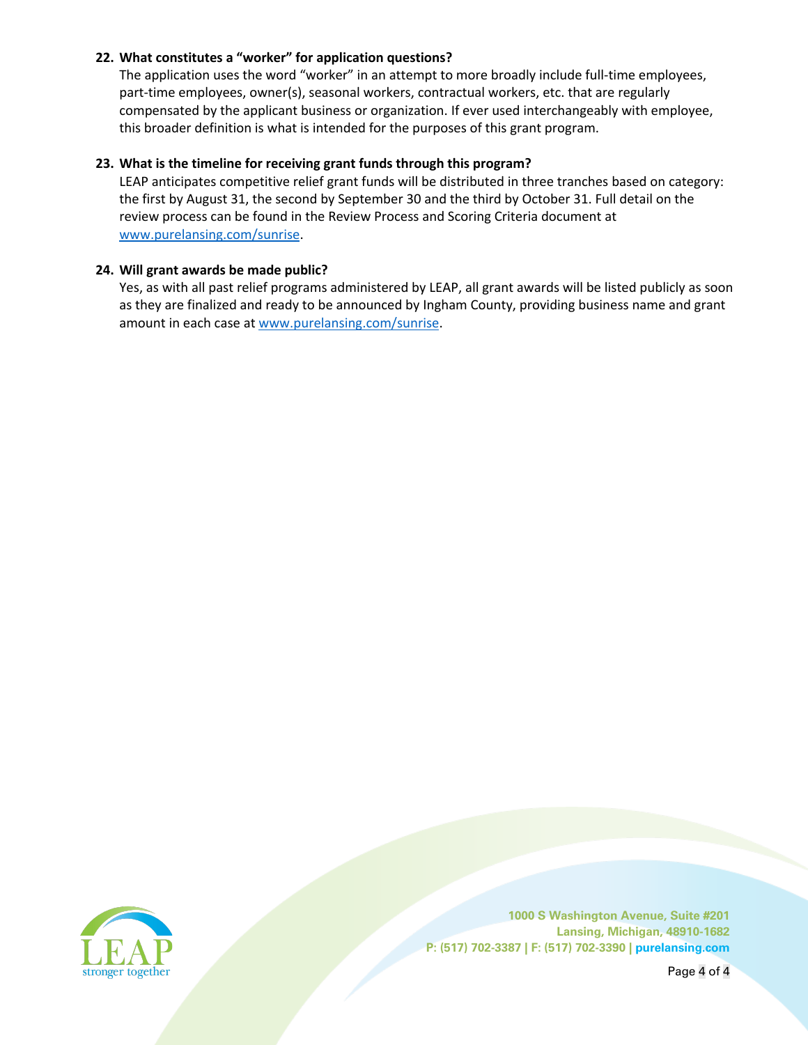**22. What constitutes a "worker" for application questions?**

The application uses the word "worker" in an attempt to more broadly include full-time employees, part-time employees, owner(s), seasonal workers, contractual workers, etc. that are regularly compensated by the applicant business or organization. If ever used interchangeably with employee, this broader definition is what is intended for the purposes of this grant program.

**23. What is the timeline for receiving grant funds through this program?**

LEAP anticipates competitive relief grant funds will be distributed in three tranches based on category: the first by August 31, the second by September 30 and the third by October 31. Full detail on the review process can be found in the Review Process and Scoring Criteria document at www.purelansing.com/sunrise.

**24. Will grant awards be made public?**

Yes, as with all past relief programs administered by LEAP, all grant awards will be listed publicly as soon as they are finalized and ready to be announced by Ingham County, providing business name and grant amount in each case at www.purelansing.com/sunrise.